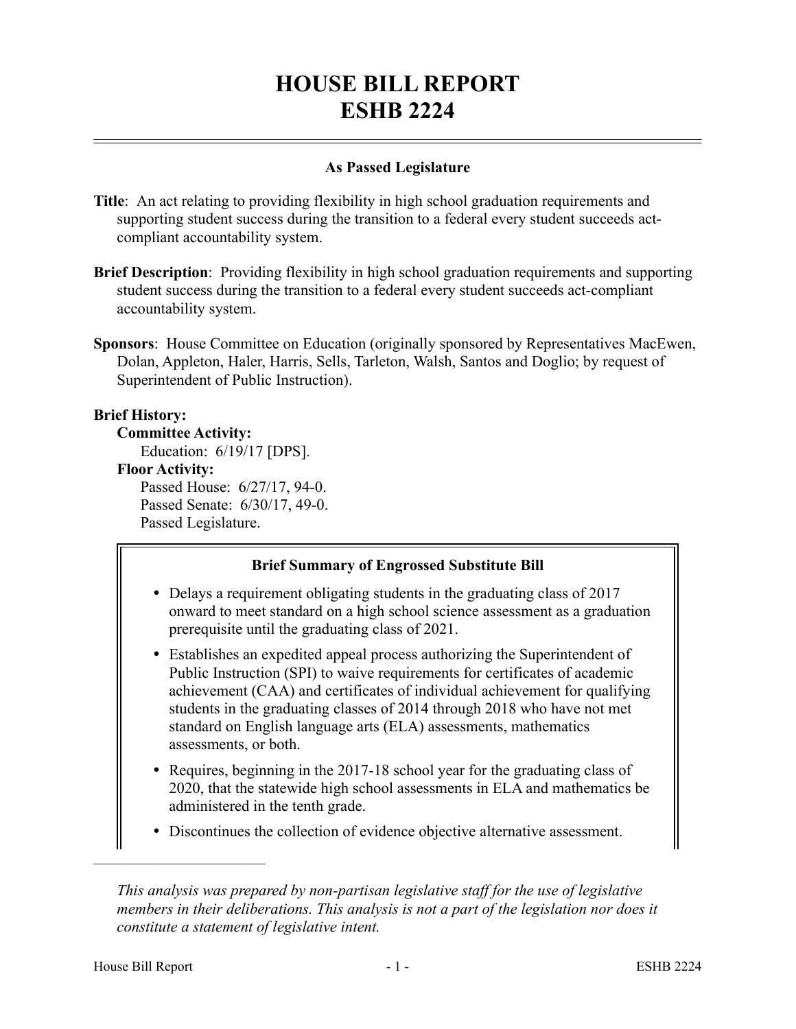# HOUSE BILL REPORT
# ESHB 2224

**As Passed Legislature**

**Title**: An act relating to providing flexibility in high school graduation requirements and supporting student success during the transition to a federal every student succeeds act-compliant accountability system.

**Brief Description**: Providing flexibility in high school graduation requirements and supporting student success during the transition to a federal every student succeeds act-compliant accountability system.

**Sponsors**: House Committee on Education (originally sponsored by Representatives MacEwen, Dolan, Appleton, Haler, Harris, Sells, Tarleton, Walsh, Santos and Doglio; by request of Superintendent of Public Instruction).

**Brief History:**

**Committee Activity:**

Education: 6/19/17 [DPS].

**Floor Activity:**

Passed House: 6/27/17, 94-0.

Passed Senate: 6/30/17, 49-0.

Passed Legislature.

**Brief Summary of Engrossed Substitute Bill**

- Delays a requirement obligating students in the graduating class of 2017 onward to meet standard on a high school science assessment as a graduation prerequisite until the graduating class of 2021.
- Establishes an expedited appeal process authorizing the Superintendent of Public Instruction (SPI) to waive requirements for certificates of academic achievement (CAA) and certificates of individual achievement for qualifying students in the graduating classes of 2014 through 2018 who have not met standard on English language arts (ELA) assessments, mathematics assessments, or both.
- Requires, beginning in the 2017-18 school year for the graduating class of 2020, that the statewide high school assessments in ELA and mathematics be administered in the tenth grade.
- Discontinues the collection of evidence objective alternative assessment.

---

*This analysis was prepared by non-partisan legislative staff for the use of legislative members in their deliberations. This analysis is not a part of the legislation nor does it constitute a statement of legislative intent.*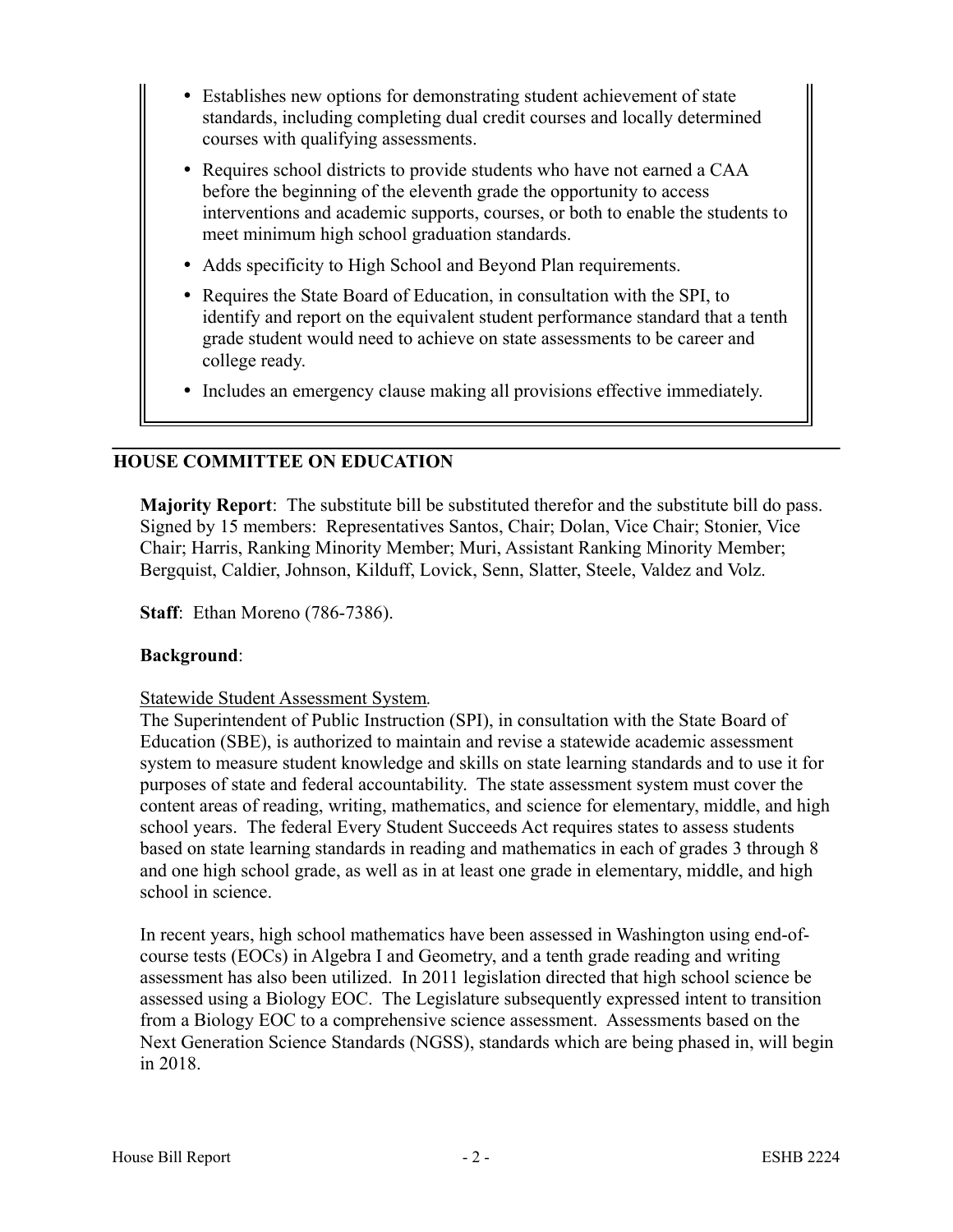- Establishes new options for demonstrating student achievement of state standards, including completing dual credit courses and locally determined courses with qualifying assessments.
- Requires school districts to provide students who have not earned a CAA before the beginning of the eleventh grade the opportunity to access interventions and academic supports, courses, or both to enable the students to meet minimum high school graduation standards.
- Adds specificity to High School and Beyond Plan requirements.
- Requires the State Board of Education, in consultation with the SPI, to identify and report on the equivalent student performance standard that a tenth grade student would need to achieve on state assessments to be career and college ready.
- Includes an emergency clause making all provisions effective immediately.

## HOUSE COMMITTEE ON EDUCATION

**Majority Report**: The substitute bill be substituted therefor and the substitute bill do pass. Signed by 15 members: Representatives Santos, Chair; Dolan, Vice Chair; Stonier, Vice Chair; Harris, Ranking Minority Member; Muri, Assistant Ranking Minority Member; Bergquist, Caldier, Johnson, Kilduff, Lovick, Senn, Slatter, Steele, Valdez and Volz.

**Staff**: Ethan Moreno (786-7386).

**Background**:

Statewide Student Assessment System.

The Superintendent of Public Instruction (SPI), in consultation with the State Board of Education (SBE), is authorized to maintain and revise a statewide academic assessment system to measure student knowledge and skills on state learning standards and to use it for purposes of state and federal accountability. The state assessment system must cover the content areas of reading, writing, mathematics, and science for elementary, middle, and high school years. The federal Every Student Succeeds Act requires states to assess students based on state learning standards in reading and mathematics in each of grades 3 through 8 and one high school grade, as well as in at least one grade in elementary, middle, and high school in science.

In recent years, high school mathematics have been assessed in Washington using end-of-course tests (EOCs) in Algebra I and Geometry, and a tenth grade reading and writing assessment has also been utilized. In 2011 legislation directed that high school science be assessed using a Biology EOC. The Legislature subsequently expressed intent to transition from a Biology EOC to a comprehensive science assessment. Assessments based on the Next Generation Science Standards (NGSS), standards which are being phased in, will begin in 2018.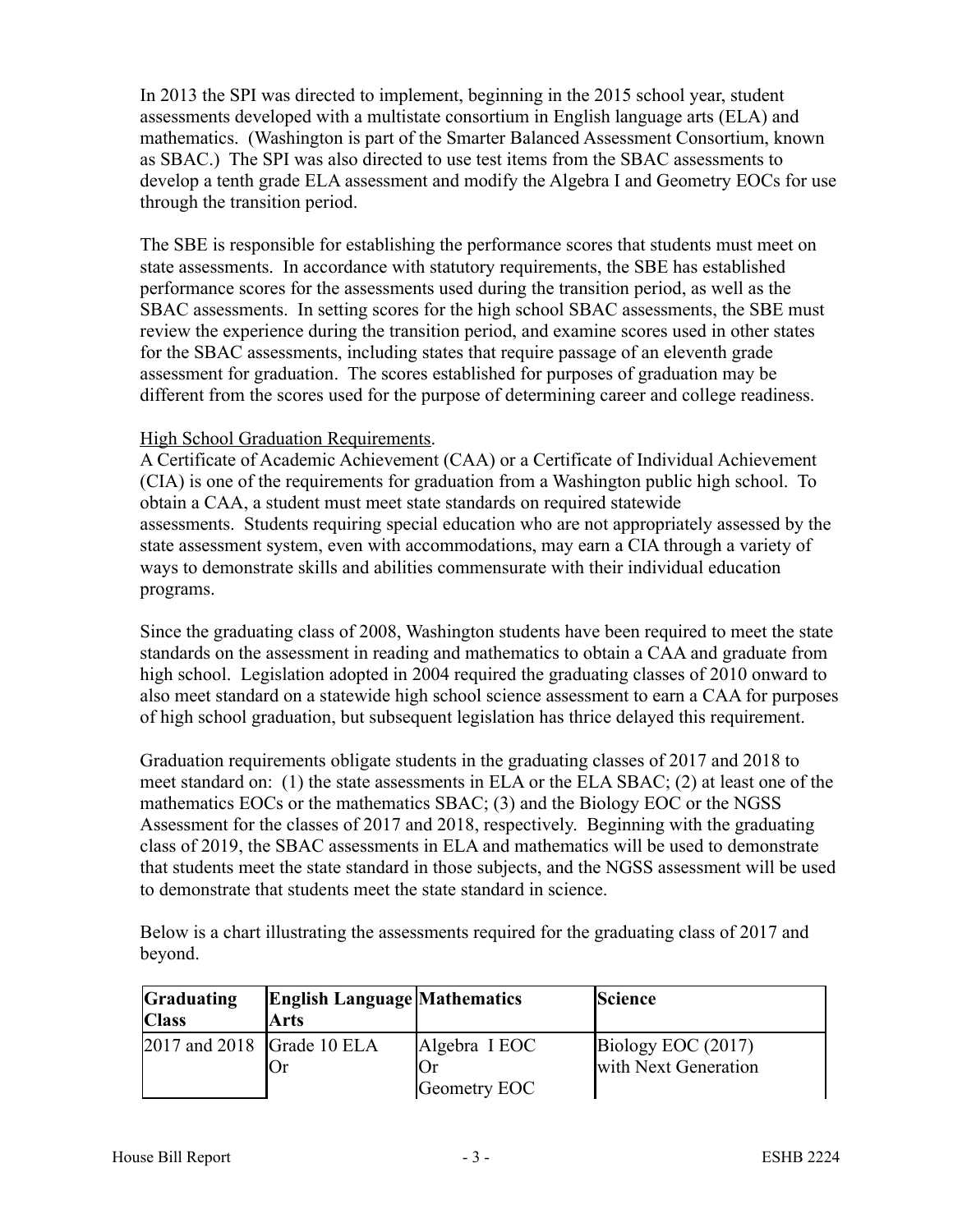In 2013 the SPI was directed to implement, beginning in the 2015 school year, student assessments developed with a multistate consortium in English language arts (ELA) and mathematics. (Washington is part of the Smarter Balanced Assessment Consortium, known as SBAC.) The SPI was also directed to use test items from the SBAC assessments to develop a tenth grade ELA assessment and modify the Algebra I and Geometry EOCs for use through the transition period.

The SBE is responsible for establishing the performance scores that students must meet on state assessments. In accordance with statutory requirements, the SBE has established performance scores for the assessments used during the transition period, as well as the SBAC assessments. In setting scores for the high school SBAC assessments, the SBE must review the experience during the transition period, and examine scores used in other states for the SBAC assessments, including states that require passage of an eleventh grade assessment for graduation. The scores established for purposes of graduation may be different from the scores used for the purpose of determining career and college readiness.

High School Graduation Requirements.

A Certificate of Academic Achievement (CAA) or a Certificate of Individual Achievement (CIA) is one of the requirements for graduation from a Washington public high school. To obtain a CAA, a student must meet state standards on required statewide assessments. Students requiring special education who are not appropriately assessed by the state assessment system, even with accommodations, may earn a CIA through a variety of ways to demonstrate skills and abilities commensurate with their individual education programs.

Since the graduating class of 2008, Washington students have been required to meet the state standards on the assessment in reading and mathematics to obtain a CAA and graduate from high school. Legislation adopted in 2004 required the graduating classes of 2010 onward to also meet standard on a statewide high school science assessment to earn a CAA for purposes of high school graduation, but subsequent legislation has thrice delayed this requirement.

Graduation requirements obligate students in the graduating classes of 2017 and 2018 to meet standard on: (1) the state assessments in ELA or the ELA SBAC; (2) at least one of the mathematics EOCs or the mathematics SBAC; (3) and the Biology EOC or the NGSS Assessment for the classes of 2017 and 2018, respectively. Beginning with the graduating class of 2019, the SBAC assessments in ELA and mathematics will be used to demonstrate that students meet the state standard in those subjects, and the NGSS assessment will be used to demonstrate that students meet the state standard in science.

Below is a chart illustrating the assessments required for the graduating class of 2017 and beyond.

| Graduating Class | English Language Arts | Mathematics | Science |
|---|---|---|---|
| 2017 and 2018 | Grade 10 ELA Or | Algebra I EOC Or Geometry EOC | Biology EOC (2017) with Next Generation |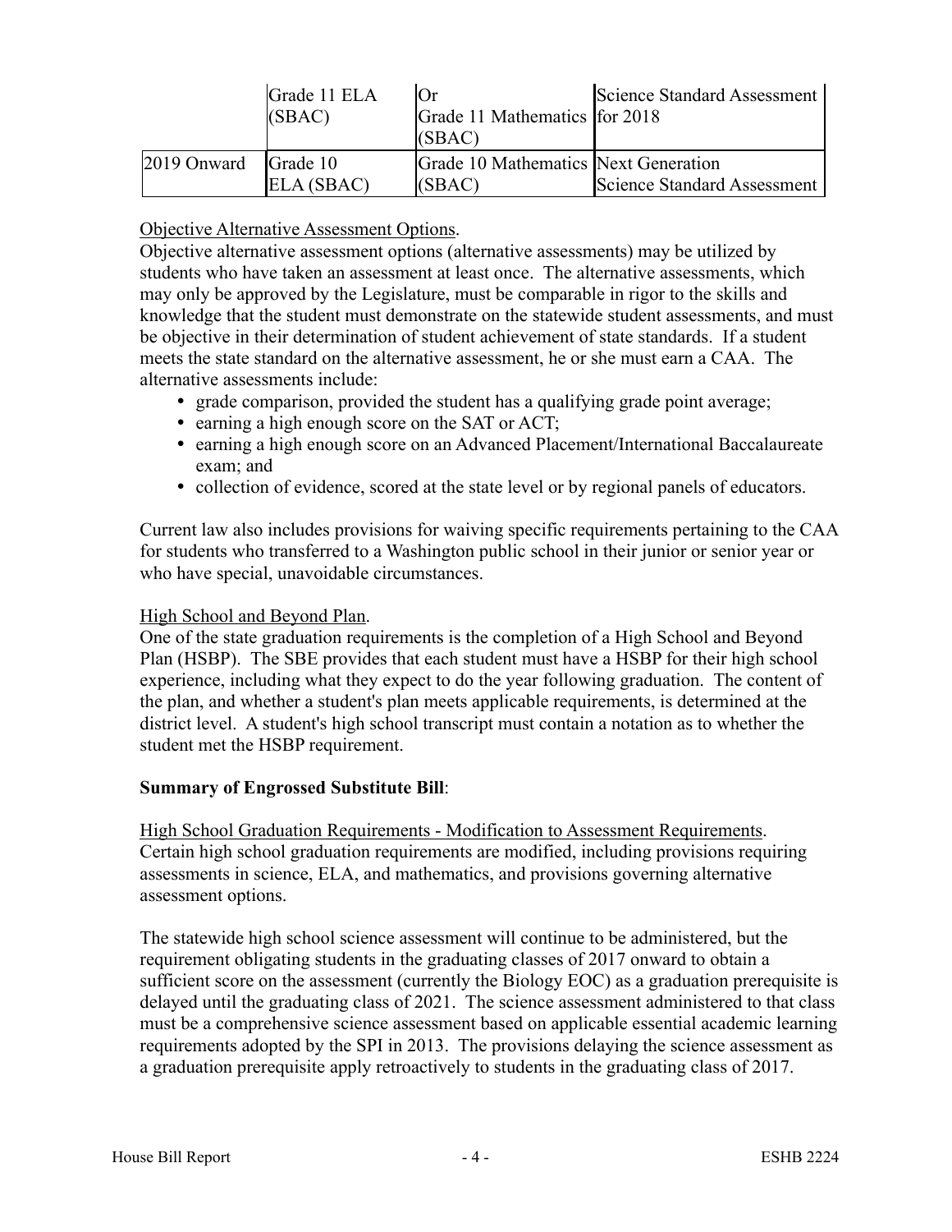| | Grade 11 ELA (SBAC) | Or Grade 11 Mathematics (SBAC) | Science Standard Assessment for 2018 |
|---|---|---|---|
| 2019 Onward | Grade 10 ELA (SBAC) | Grade 10 Mathematics (SBAC) | Next Generation Science Standard Assessment |

Objective Alternative Assessment Options.

Objective alternative assessment options (alternative assessments) may be utilized by students who have taken an assessment at least once. The alternative assessments, which may only be approved by the Legislature, must be comparable in rigor to the skills and knowledge that the student must demonstrate on the statewide student assessments, and must be objective in their determination of student achievement of state standards. If a student meets the state standard on the alternative assessment, he or she must earn a CAA. The alternative assessments include:

- grade comparison, provided the student has a qualifying grade point average;
- earning a high enough score on the SAT or ACT;
- earning a high enough score on an Advanced Placement/International Baccalaureate exam; and
- collection of evidence, scored at the state level or by regional panels of educators.

Current law also includes provisions for waiving specific requirements pertaining to the CAA for students who transferred to a Washington public school in their junior or senior year or who have special, unavoidable circumstances.

High School and Beyond Plan.

One of the state graduation requirements is the completion of a High School and Beyond Plan (HSBP). The SBE provides that each student must have a HSBP for their high school experience, including what they expect to do the year following graduation. The content of the plan, and whether a student's plan meets applicable requirements, is determined at the district level. A student's high school transcript must contain a notation as to whether the student met the HSBP requirement.

**Summary of Engrossed Substitute Bill**:

High School Graduation Requirements - Modification to Assessment Requirements.

Certain high school graduation requirements are modified, including provisions requiring assessments in science, ELA, and mathematics, and provisions governing alternative assessment options.

The statewide high school science assessment will continue to be administered, but the requirement obligating students in the graduating classes of 2017 onward to obtain a sufficient score on the assessment (currently the Biology EOC) as a graduation prerequisite is delayed until the graduating class of 2021. The science assessment administered to that class must be a comprehensive science assessment based on applicable essential academic learning requirements adopted by the SPI in 2013. The provisions delaying the science assessment as a graduation prerequisite apply retroactively to students in the graduating class of 2017.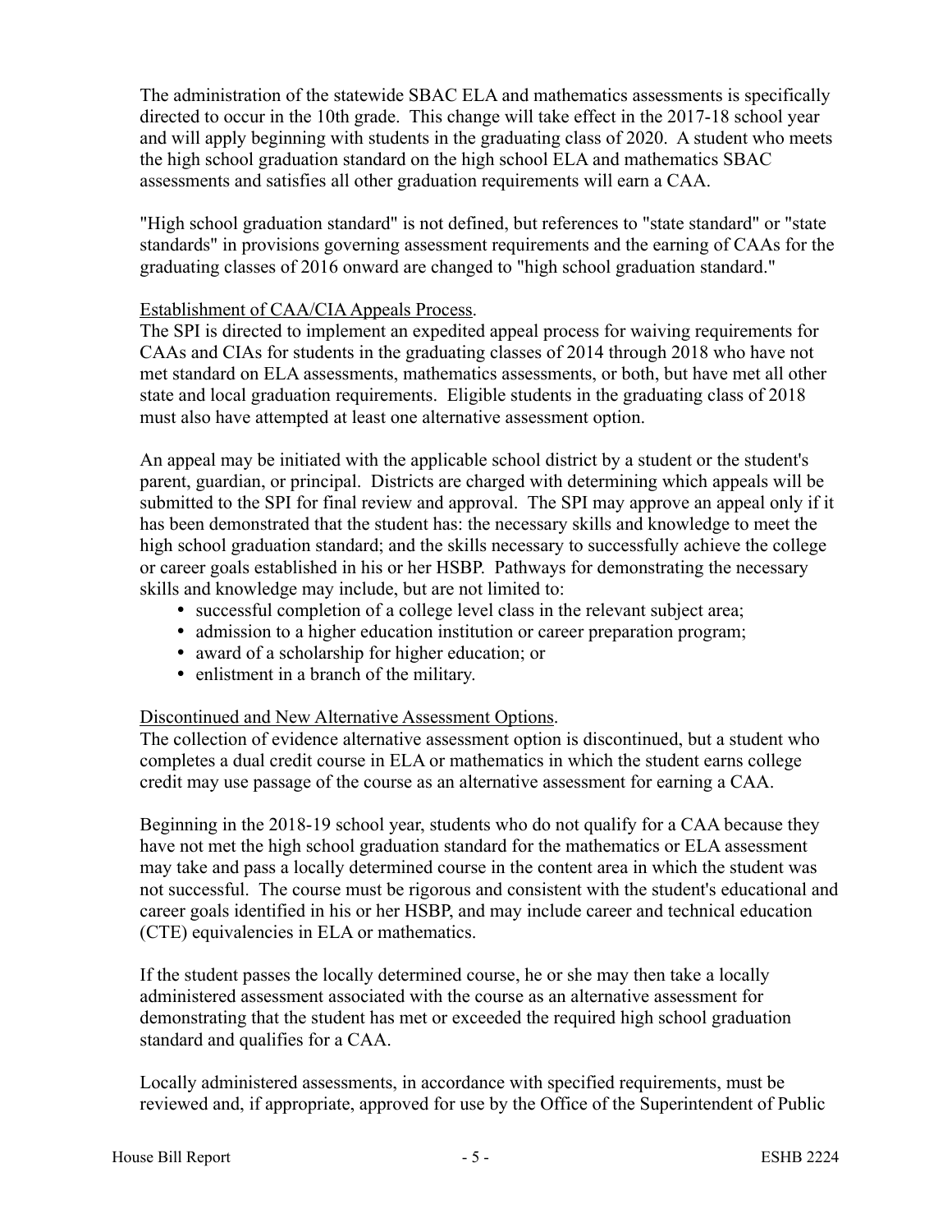The administration of the statewide SBAC ELA and mathematics assessments is specifically directed to occur in the 10th grade. This change will take effect in the 2017-18 school year and will apply beginning with students in the graduating class of 2020. A student who meets the high school graduation standard on the high school ELA and mathematics SBAC assessments and satisfies all other graduation requirements will earn a CAA.

"High school graduation standard" is not defined, but references to "state standard" or "state standards" in provisions governing assessment requirements and the earning of CAAs for the graduating classes of 2016 onward are changed to "high school graduation standard."

Establishment of CAA/CIA Appeals Process.

The SPI is directed to implement an expedited appeal process for waiving requirements for CAAs and CIAs for students in the graduating classes of 2014 through 2018 who have not met standard on ELA assessments, mathematics assessments, or both, but have met all other state and local graduation requirements. Eligible students in the graduating class of 2018 must also have attempted at least one alternative assessment option.

An appeal may be initiated with the applicable school district by a student or the student's parent, guardian, or principal. Districts are charged with determining which appeals will be submitted to the SPI for final review and approval. The SPI may approve an appeal only if it has been demonstrated that the student has: the necessary skills and knowledge to meet the high school graduation standard; and the skills necessary to successfully achieve the college or career goals established in his or her HSBP. Pathways for demonstrating the necessary skills and knowledge may include, but are not limited to:

- successful completion of a college level class in the relevant subject area;
- admission to a higher education institution or career preparation program;
- award of a scholarship for higher education; or
- enlistment in a branch of the military.

Discontinued and New Alternative Assessment Options.

The collection of evidence alternative assessment option is discontinued, but a student who completes a dual credit course in ELA or mathematics in which the student earns college credit may use passage of the course as an alternative assessment for earning a CAA.

Beginning in the 2018-19 school year, students who do not qualify for a CAA because they have not met the high school graduation standard for the mathematics or ELA assessment may take and pass a locally determined course in the content area in which the student was not successful. The course must be rigorous and consistent with the student's educational and career goals identified in his or her HSBP, and may include career and technical education (CTE) equivalencies in ELA or mathematics.

If the student passes the locally determined course, he or she may then take a locally administered assessment associated with the course as an alternative assessment for demonstrating that the student has met or exceeded the required high school graduation standard and qualifies for a CAA.

Locally administered assessments, in accordance with specified requirements, must be reviewed and, if appropriate, approved for use by the Office of the Superintendent of Public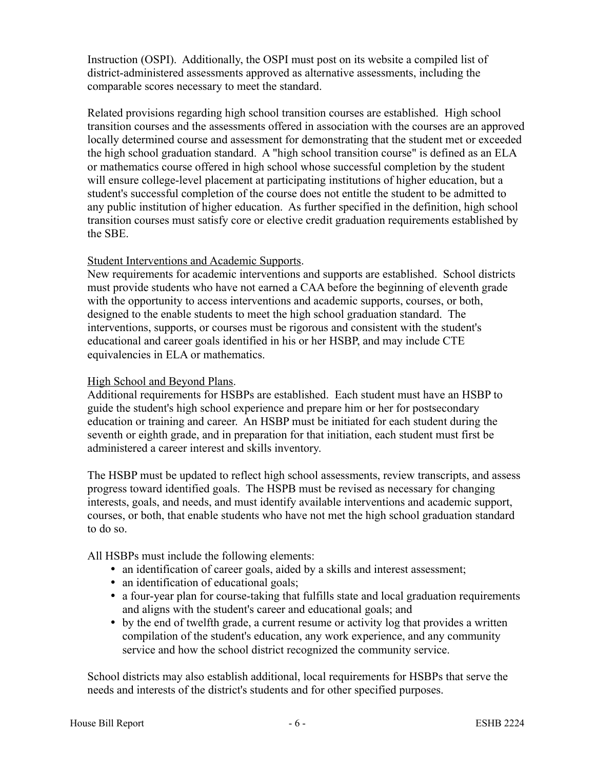Instruction (OSPI). Additionally, the OSPI must post on its website a compiled list of district-administered assessments approved as alternative assessments, including the comparable scores necessary to meet the standard.

Related provisions regarding high school transition courses are established. High school transition courses and the assessments offered in association with the courses are an approved locally determined course and assessment for demonstrating that the student met or exceeded the high school graduation standard. A "high school transition course" is defined as an ELA or mathematics course offered in high school whose successful completion by the student will ensure college-level placement at participating institutions of higher education, but a student's successful completion of the course does not entitle the student to be admitted to any public institution of higher education. As further specified in the definition, high school transition courses must satisfy core or elective credit graduation requirements established by the SBE.

Student Interventions and Academic Supports.

New requirements for academic interventions and supports are established. School districts must provide students who have not earned a CAA before the beginning of eleventh grade with the opportunity to access interventions and academic supports, courses, or both, designed to the enable students to meet the high school graduation standard. The interventions, supports, or courses must be rigorous and consistent with the student's educational and career goals identified in his or her HSBP, and may include CTE equivalencies in ELA or mathematics.

High School and Beyond Plans.

Additional requirements for HSBPs are established. Each student must have an HSBP to guide the student's high school experience and prepare him or her for postsecondary education or training and career. An HSBP must be initiated for each student during the seventh or eighth grade, and in preparation for that initiation, each student must first be administered a career interest and skills inventory.

The HSBP must be updated to reflect high school assessments, review transcripts, and assess progress toward identified goals. The HSPB must be revised as necessary for changing interests, goals, and needs, and must identify available interventions and academic support, courses, or both, that enable students who have not met the high school graduation standard to do so.

All HSBPs must include the following elements:

- an identification of career goals, aided by a skills and interest assessment;
- an identification of educational goals;
- a four-year plan for course-taking that fulfills state and local graduation requirements and aligns with the student's career and educational goals; and
- by the end of twelfth grade, a current resume or activity log that provides a written compilation of the student's education, any work experience, and any community service and how the school district recognized the community service.

School districts may also establish additional, local requirements for HSBPs that serve the needs and interests of the district's students and for other specified purposes.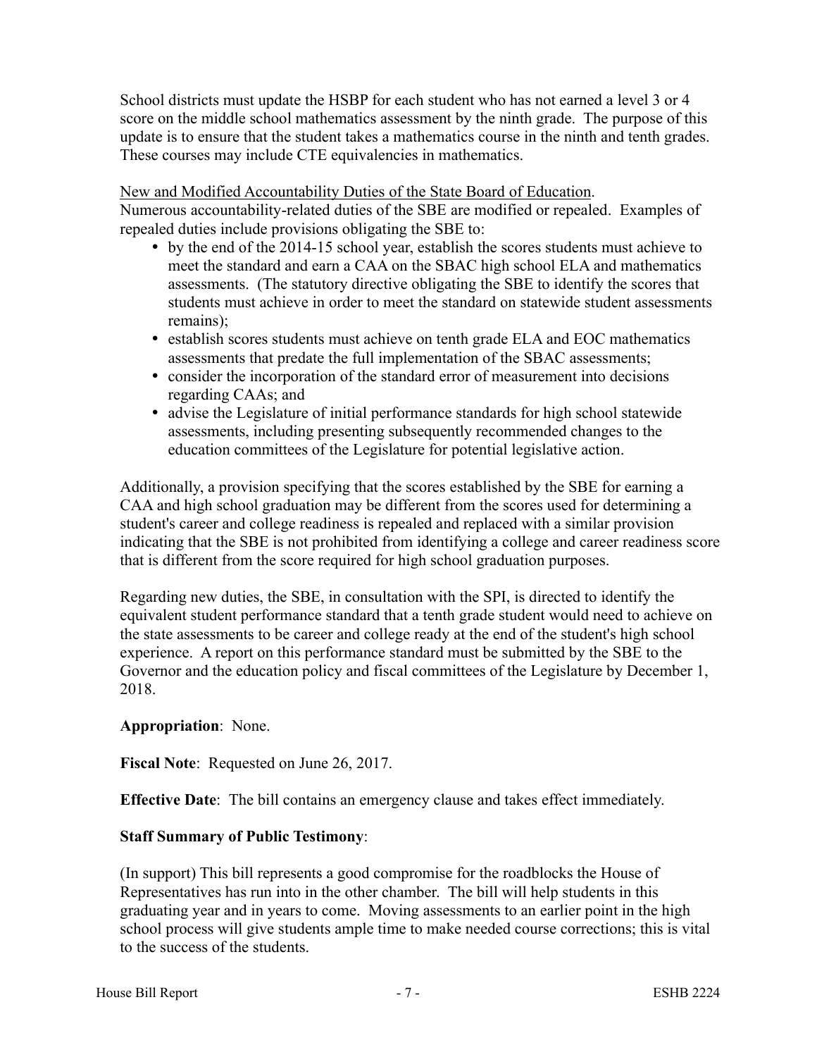School districts must update the HSBP for each student who has not earned a level 3 or 4 score on the middle school mathematics assessment by the ninth grade. The purpose of this update is to ensure that the student takes a mathematics course in the ninth and tenth grades. These courses may include CTE equivalencies in mathematics.

New and Modified Accountability Duties of the State Board of Education.
Numerous accountability-related duties of the SBE are modified or repealed. Examples of repealed duties include provisions obligating the SBE to:

- by the end of the 2014-15 school year, establish the scores students must achieve to meet the standard and earn a CAA on the SBAC high school ELA and mathematics assessments. (The statutory directive obligating the SBE to identify the scores that students must achieve in order to meet the standard on statewide student assessments remains);
- establish scores students must achieve on tenth grade ELA and EOC mathematics assessments that predate the full implementation of the SBAC assessments;
- consider the incorporation of the standard error of measurement into decisions regarding CAAs; and
- advise the Legislature of initial performance standards for high school statewide assessments, including presenting subsequently recommended changes to the education committees of the Legislature for potential legislative action.

Additionally, a provision specifying that the scores established by the SBE for earning a CAA and high school graduation may be different from the scores used for determining a student's career and college readiness is repealed and replaced with a similar provision indicating that the SBE is not prohibited from identifying a college and career readiness score that is different from the score required for high school graduation purposes.

Regarding new duties, the SBE, in consultation with the SPI, is directed to identify the equivalent student performance standard that a tenth grade student would need to achieve on the state assessments to be career and college ready at the end of the student's high school experience. A report on this performance standard must be submitted by the SBE to the Governor and the education policy and fiscal committees of the Legislature by December 1, 2018.

**Appropriation**: None.

**Fiscal Note**: Requested on June 26, 2017.

**Effective Date**: The bill contains an emergency clause and takes effect immediately.

**Staff Summary of Public Testimony**:

(In support) This bill represents a good compromise for the roadblocks the House of Representatives has run into in the other chamber. The bill will help students in this graduating year and in years to come. Moving assessments to an earlier point in the high school process will give students ample time to make needed course corrections; this is vital to the success of the students.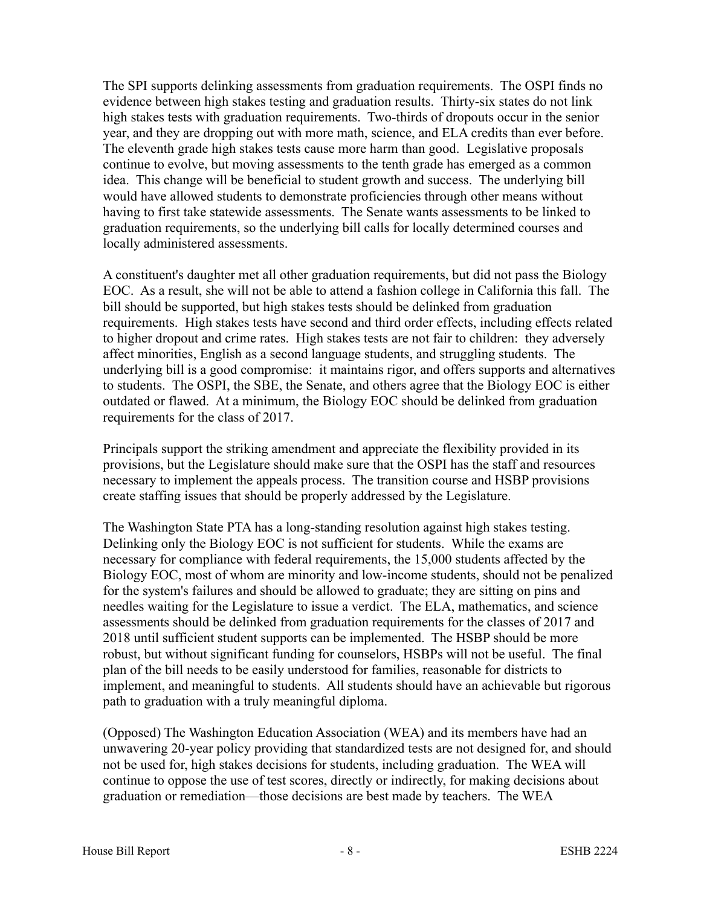The SPI supports delinking assessments from graduation requirements. The OSPI finds no evidence between high stakes testing and graduation results. Thirty-six states do not link high stakes tests with graduation requirements. Two-thirds of dropouts occur in the senior year, and they are dropping out with more math, science, and ELA credits than ever before. The eleventh grade high stakes tests cause more harm than good. Legislative proposals continue to evolve, but moving assessments to the tenth grade has emerged as a common idea. This change will be beneficial to student growth and success. The underlying bill would have allowed students to demonstrate proficiencies through other means without having to first take statewide assessments. The Senate wants assessments to be linked to graduation requirements, so the underlying bill calls for locally determined courses and locally administered assessments.

A constituent's daughter met all other graduation requirements, but did not pass the Biology EOC. As a result, she will not be able to attend a fashion college in California this fall. The bill should be supported, but high stakes tests should be delinked from graduation requirements. High stakes tests have second and third order effects, including effects related to higher dropout and crime rates. High stakes tests are not fair to children: they adversely affect minorities, English as a second language students, and struggling students. The underlying bill is a good compromise: it maintains rigor, and offers supports and alternatives to students. The OSPI, the SBE, the Senate, and others agree that the Biology EOC is either outdated or flawed. At a minimum, the Biology EOC should be delinked from graduation requirements for the class of 2017.

Principals support the striking amendment and appreciate the flexibility provided in its provisions, but the Legislature should make sure that the OSPI has the staff and resources necessary to implement the appeals process. The transition course and HSBP provisions create staffing issues that should be properly addressed by the Legislature.

The Washington State PTA has a long-standing resolution against high stakes testing. Delinking only the Biology EOC is not sufficient for students. While the exams are necessary for compliance with federal requirements, the 15,000 students affected by the Biology EOC, most of whom are minority and low-income students, should not be penalized for the system's failures and should be allowed to graduate; they are sitting on pins and needles waiting for the Legislature to issue a verdict. The ELA, mathematics, and science assessments should be delinked from graduation requirements for the classes of 2017 and 2018 until sufficient student supports can be implemented. The HSBP should be more robust, but without significant funding for counselors, HSBPs will not be useful. The final plan of the bill needs to be easily understood for families, reasonable for districts to implement, and meaningful to students. All students should have an achievable but rigorous path to graduation with a truly meaningful diploma.

(Opposed) The Washington Education Association (WEA) and its members have had an unwavering 20-year policy providing that standardized tests are not designed for, and should not be used for, high stakes decisions for students, including graduation. The WEA will continue to oppose the use of test scores, directly or indirectly, for making decisions about graduation or remediation—those decisions are best made by teachers. The WEA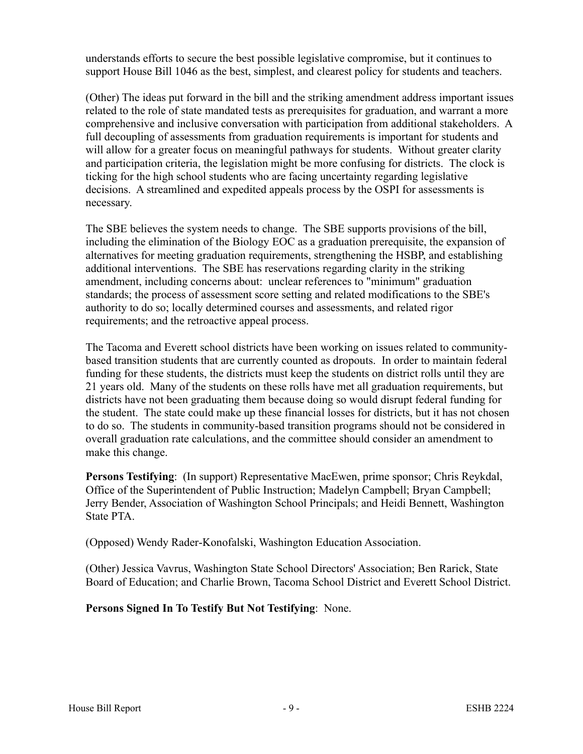understands efforts to secure the best possible legislative compromise, but it continues to support House Bill 1046 as the best, simplest, and clearest policy for students and teachers.

(Other) The ideas put forward in the bill and the striking amendment address important issues related to the role of state mandated tests as prerequisites for graduation, and warrant a more comprehensive and inclusive conversation with participation from additional stakeholders. A full decoupling of assessments from graduation requirements is important for students and will allow for a greater focus on meaningful pathways for students. Without greater clarity and participation criteria, the legislation might be more confusing for districts. The clock is ticking for the high school students who are facing uncertainty regarding legislative decisions. A streamlined and expedited appeals process by the OSPI for assessments is necessary.

The SBE believes the system needs to change. The SBE supports provisions of the bill, including the elimination of the Biology EOC as a graduation prerequisite, the expansion of alternatives for meeting graduation requirements, strengthening the HSBP, and establishing additional interventions. The SBE has reservations regarding clarity in the striking amendment, including concerns about: unclear references to "minimum" graduation standards; the process of assessment score setting and related modifications to the SBE's authority to do so; locally determined courses and assessments, and related rigor requirements; and the retroactive appeal process.

The Tacoma and Everett school districts have been working on issues related to community-based transition students that are currently counted as dropouts. In order to maintain federal funding for these students, the districts must keep the students on district rolls until they are 21 years old. Many of the students on these rolls have met all graduation requirements, but districts have not been graduating them because doing so would disrupt federal funding for the student. The state could make up these financial losses for districts, but it has not chosen to do so. The students in community-based transition programs should not be considered in overall graduation rate calculations, and the committee should consider an amendment to make this change.

**Persons Testifying**: (In support) Representative MacEwen, prime sponsor; Chris Reykdal, Office of the Superintendent of Public Instruction; Madelyn Campbell; Bryan Campbell; Jerry Bender, Association of Washington School Principals; and Heidi Bennett, Washington State PTA.

(Opposed) Wendy Rader-Konofalski, Washington Education Association.

(Other) Jessica Vavrus, Washington State School Directors' Association; Ben Rarick, State Board of Education; and Charlie Brown, Tacoma School District and Everett School District.

**Persons Signed In To Testify But Not Testifying**: None.